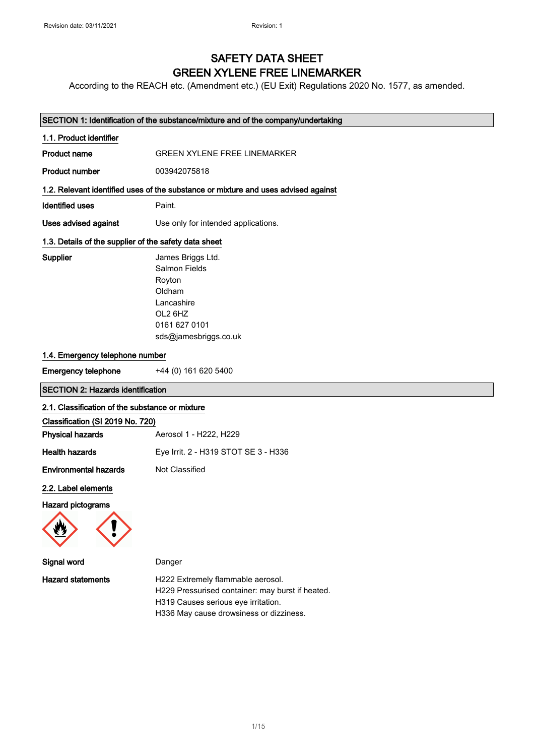Revision date: 03/11/2021 Revision: 1

# SAFETY DATA SHEET
# GREEN XYLENE FREE LINEMARKER

According to the REACH etc. (Amendment etc.) (EU Exit) Regulations 2020 No. 1577, as amended.

## SECTION 1: Identification of the substance/mixture and of the company/undertaking

### 1.1. Product identifier

**Product name** GREEN XYLENE FREE LINEMARKER

**Product number** 003942075818

### 1.2. Relevant identified uses of the substance or mixture and uses advised against

**Identified uses** Paint.

**Uses advised against** Use only for intended applications.

### 1.3. Details of the supplier of the safety data sheet

**Supplier**
James Briggs Ltd.
Salmon Fields
Royton
Oldham
Lancashire
OL2 6HZ
0161 627 0101
sds@jamesbriggs.co.uk

### 1.4. Emergency telephone number

**Emergency telephone** +44 (0) 161 620 5400

## SECTION 2: Hazards identification

### 2.1. Classification of the substance or mixture

**Classification (SI 2019 No. 720)**

**Physical hazards** Aerosol 1 - H222, H229

**Health hazards** Eye Irrit. 2 - H319 STOT SE 3 - H336

**Environmental hazards** Not Classified

### 2.2. Label elements

**Hazard pictograms**

**Signal word** Danger

**Hazard statements**
H222 Extremely flammable aerosol.
H229 Pressurised container: may burst if heated.
H319 Causes serious eye irritation.
H336 May cause drowsiness or dizziness.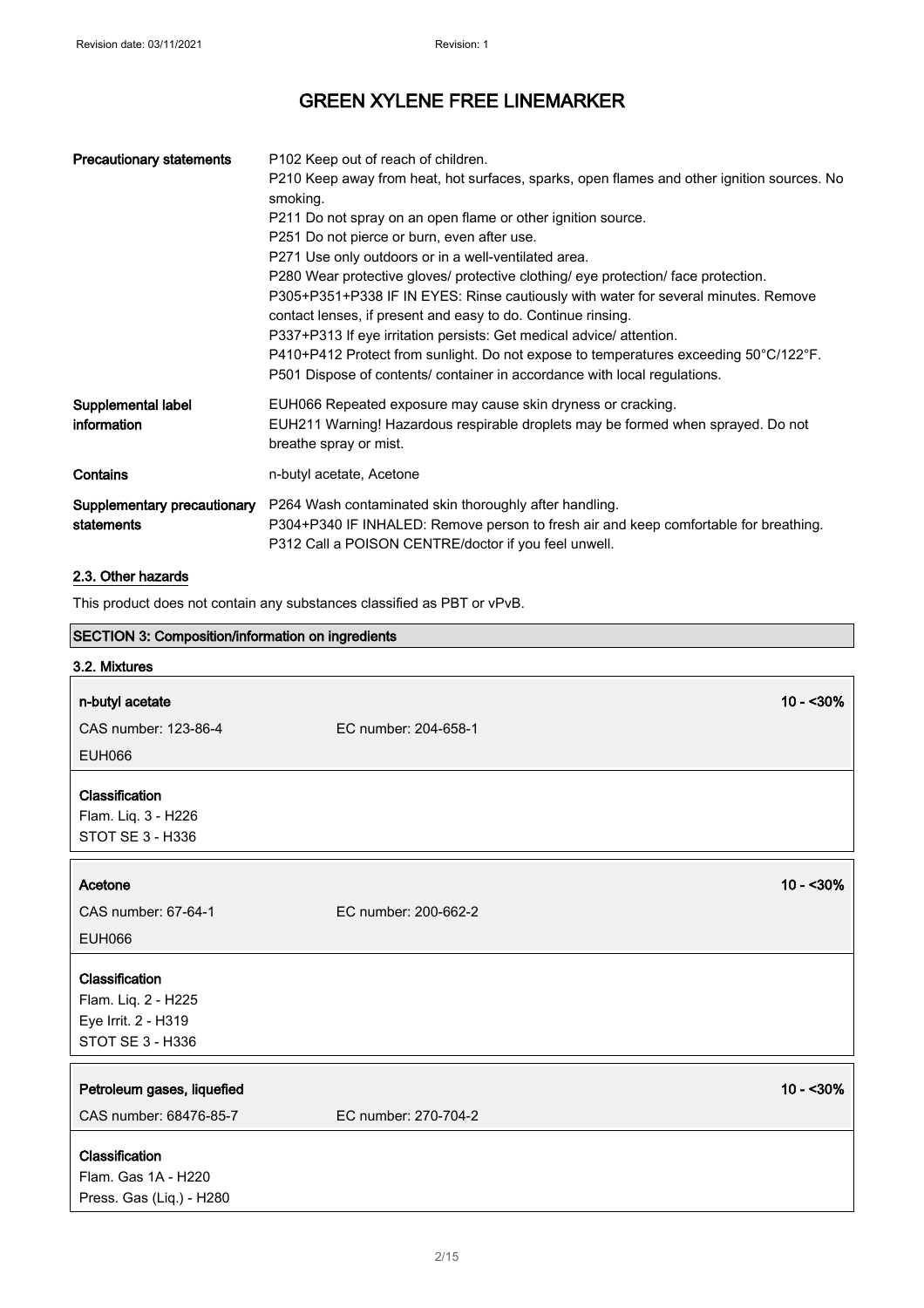# GREEN XYLENE FREE LINEMARKER

| | |
|---|---|
| **Precautionary statements** | P102 Keep out of reach of children.<br>P210 Keep away from heat, hot surfaces, sparks, open flames and other ignition sources. No smoking.<br>P211 Do not spray on an open flame or other ignition source.<br>P251 Do not pierce or burn, even after use.<br>P271 Use only outdoors or in a well-ventilated area.<br>P280 Wear protective gloves/ protective clothing/ eye protection/ face protection.<br>P305+P351+P338 IF IN EYES: Rinse cautiously with water for several minutes. Remove contact lenses, if present and easy to do. Continue rinsing.<br>P337+P313 If eye irritation persists: Get medical advice/ attention.<br>P410+P412 Protect from sunlight. Do not expose to temperatures exceeding 50°C/122°F.<br>P501 Dispose of contents/ container in accordance with local regulations. |
| **Supplemental label information** | EUH066 Repeated exposure may cause skin dryness or cracking.<br>EUH211 Warning! Hazardous respirable droplets may be formed when sprayed. Do not breathe spray or mist. |
| **Contains** | n-butyl acetate, Acetone |
| **Supplementary precautionary statements** | P264 Wash contaminated skin thoroughly after handling.<br>P304+P340 IF INHALED: Remove person to fresh air and keep comfortable for breathing.<br>P312 Call a POISON CENTRE/doctor if you feel unwell. |

### 2.3. Other hazards

This product does not contain any substances classified as PBT or vPvB.

## SECTION 3: Composition/information on ingredients

### 3.2. Mixtures

**n-butyl acetate** — 10 - <30%

CAS number: 123-86-4 EC number: 204-658-1

EUH066

**Classification**
Flam. Liq. 3 - H226
STOT SE 3 - H336

**Acetone** — 10 - <30%

CAS number: 67-64-1 EC number: 200-662-2

EUH066

**Classification**
Flam. Liq. 2 - H225
Eye Irrit. 2 - H319
STOT SE 3 - H336

**Petroleum gases, liquefied** — 10 - <30%

CAS number: 68476-85-7 EC number: 270-704-2

**Classification**
Flam. Gas 1A - H220
Press. Gas (Liq.) - H280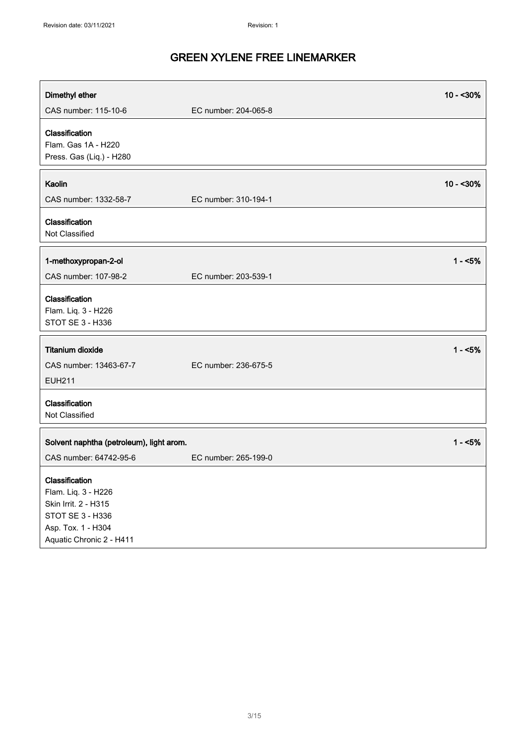**Dimethyl ether** 10 - <30%

CAS number: 115-10-6 EC number: 204-065-8

**Classification**
Flam. Gas 1A - H220
Press. Gas (Liq.) - H280

**Kaolin** 10 - <30%

CAS number: 1332-58-7 EC number: 310-194-1

**Classification**
Not Classified

**1-methoxypropan-2-ol** 1 - <5%

CAS number: 107-98-2 EC number: 203-539-1

**Classification**
Flam. Liq. 3 - H226
STOT SE 3 - H336

**Titanium dioxide** 1 - <5%

CAS number: 13463-67-7 EC number: 236-675-5

EUH211

**Classification**
Not Classified

**Solvent naphtha (petroleum), light arom.** 1 - <5%

CAS number: 64742-95-6 EC number: 265-199-0

**Classification**
Flam. Liq. 3 - H226
Skin Irrit. 2 - H315
STOT SE 3 - H336
Asp. Tox. 1 - H304
Aquatic Chronic 2 - H411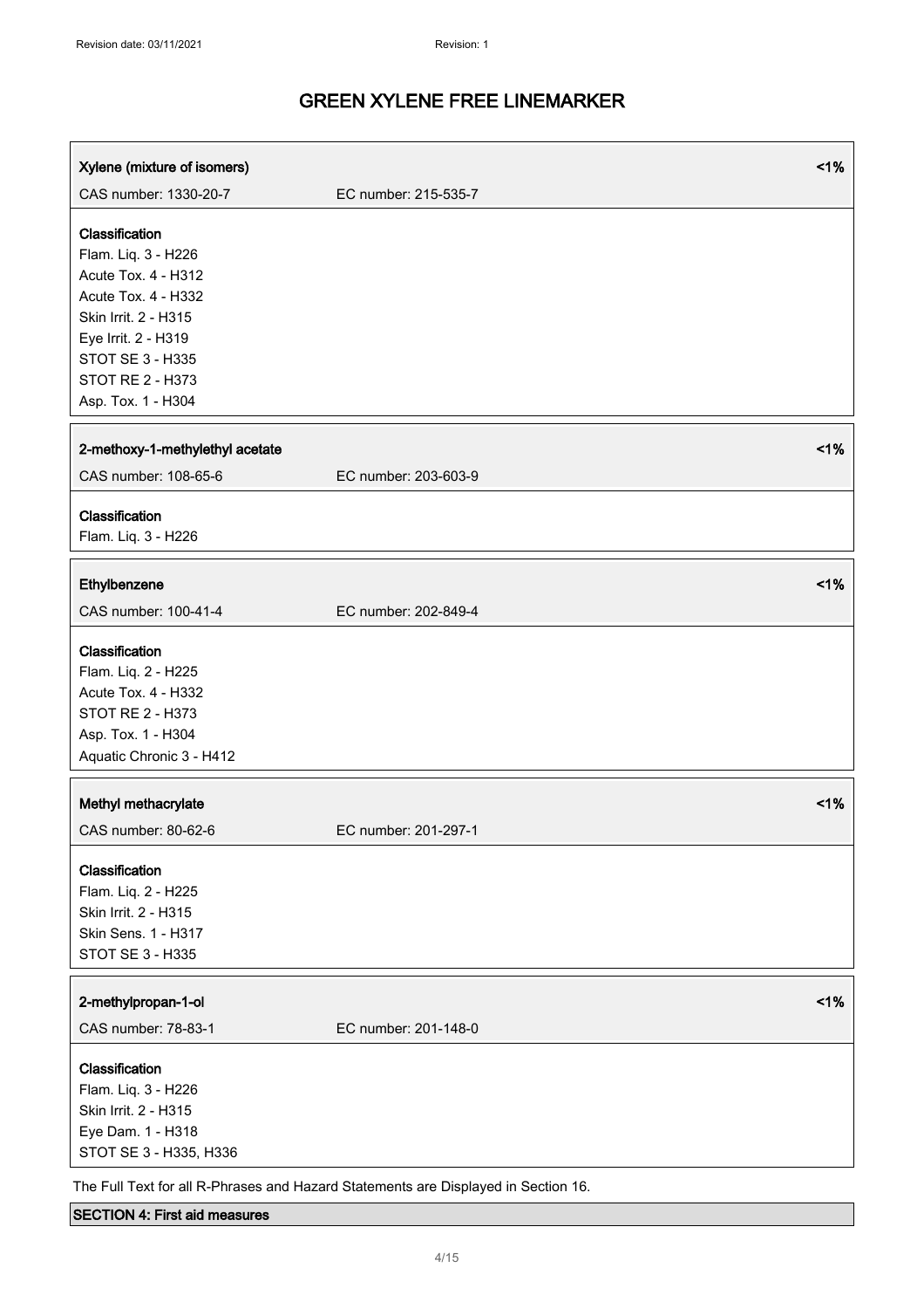**Xylene (mixture of isomers)** <1%

CAS number: 1330-20-7 EC number: 215-535-7

**Classification**
Flam. Liq. 3 - H226
Acute Tox. 4 - H312
Acute Tox. 4 - H332
Skin Irrit. 2 - H315
Eye Irrit. 2 - H319
STOT SE 3 - H335
STOT RE 2 - H373
Asp. Tox. 1 - H304

**2-methoxy-1-methylethyl acetate** <1%

CAS number: 108-65-6 EC number: 203-603-9

**Classification**
Flam. Liq. 3 - H226

**Ethylbenzene** <1%

CAS number: 100-41-4 EC number: 202-849-4

**Classification**
Flam. Liq. 2 - H225
Acute Tox. 4 - H332
STOT RE 2 - H373
Asp. Tox. 1 - H304
Aquatic Chronic 3 - H412

**Methyl methacrylate** <1%

CAS number: 80-62-6 EC number: 201-297-1

**Classification**
Flam. Liq. 2 - H225
Skin Irrit. 2 - H315
Skin Sens. 1 - H317
STOT SE 3 - H335

**2-methylpropan-1-ol** <1%

CAS number: 78-83-1 EC number: 201-148-0

**Classification**
Flam. Liq. 3 - H226
Skin Irrit. 2 - H315
Eye Dam. 1 - H318
STOT SE 3 - H335, H336

The Full Text for all R-Phrases and Hazard Statements are Displayed in Section 16.

## SECTION 4: First aid measures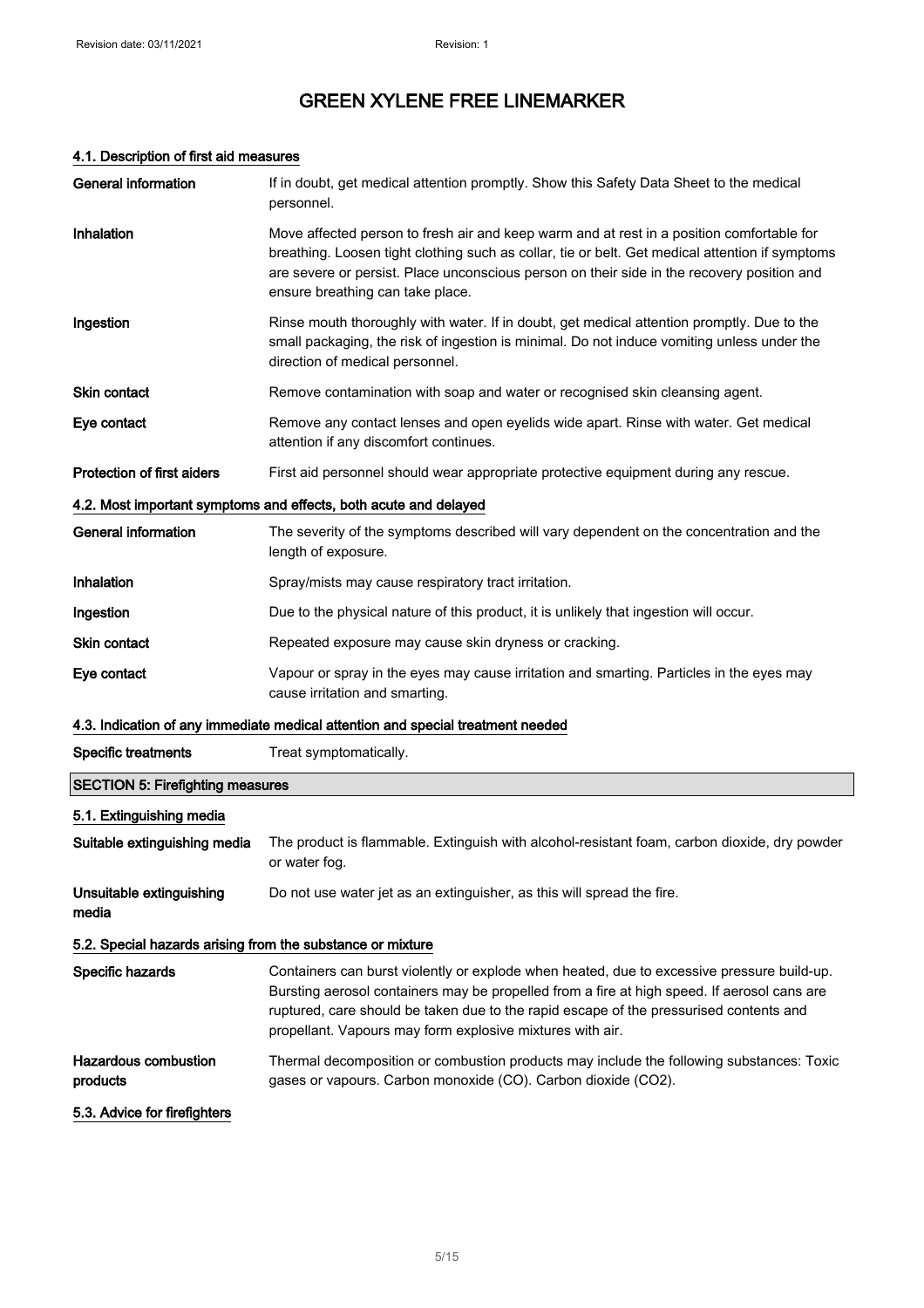# GREEN XYLENE FREE LINEMARKER

### 4.1. Description of first aid measures

| | |
|---|---|
| **General information** | If in doubt, get medical attention promptly. Show this Safety Data Sheet to the medical personnel. |
| **Inhalation** | Move affected person to fresh air and keep warm and at rest in a position comfortable for breathing. Loosen tight clothing such as collar, tie or belt. Get medical attention if symptoms are severe or persist. Place unconscious person on their side in the recovery position and ensure breathing can take place. |
| **Ingestion** | Rinse mouth thoroughly with water. If in doubt, get medical attention promptly. Due to the small packaging, the risk of ingestion is minimal. Do not induce vomiting unless under the direction of medical personnel. |
| **Skin contact** | Remove contamination with soap and water or recognised skin cleansing agent. |
| **Eye contact** | Remove any contact lenses and open eyelids wide apart. Rinse with water. Get medical attention if any discomfort continues. |
| **Protection of first aiders** | First aid personnel should wear appropriate protective equipment during any rescue. |

### 4.2. Most important symptoms and effects, both acute and delayed

| | |
|---|---|
| **General information** | The severity of the symptoms described will vary dependent on the concentration and the length of exposure. |
| **Inhalation** | Spray/mists may cause respiratory tract irritation. |
| **Ingestion** | Due to the physical nature of this product, it is unlikely that ingestion will occur. |
| **Skin contact** | Repeated exposure may cause skin dryness or cracking. |
| **Eye contact** | Vapour or spray in the eyes may cause irritation and smarting. Particles in the eyes may cause irritation and smarting. |

### 4.3. Indication of any immediate medical attention and special treatment needed

| | |
|---|---|
| **Specific treatments** | Treat symptomatically. |

## SECTION 5: Firefighting measures

### 5.1. Extinguishing media

| | |
|---|---|
| **Suitable extinguishing media** | The product is flammable. Extinguish with alcohol-resistant foam, carbon dioxide, dry powder or water fog. |
| **Unsuitable extinguishing media** | Do not use water jet as an extinguisher, as this will spread the fire. |

### 5.2. Special hazards arising from the substance or mixture

| | |
|---|---|
| **Specific hazards** | Containers can burst violently or explode when heated, due to excessive pressure build-up. Bursting aerosol containers may be propelled from a fire at high speed. If aerosol cans are ruptured, care should be taken due to the rapid escape of the pressurised contents and propellant. Vapours may form explosive mixtures with air. |
| **Hazardous combustion products** | Thermal decomposition or combustion products may include the following substances: Toxic gases or vapours. Carbon monoxide (CO). Carbon dioxide ($CO_2$). |

### 5.3. Advice for firefighters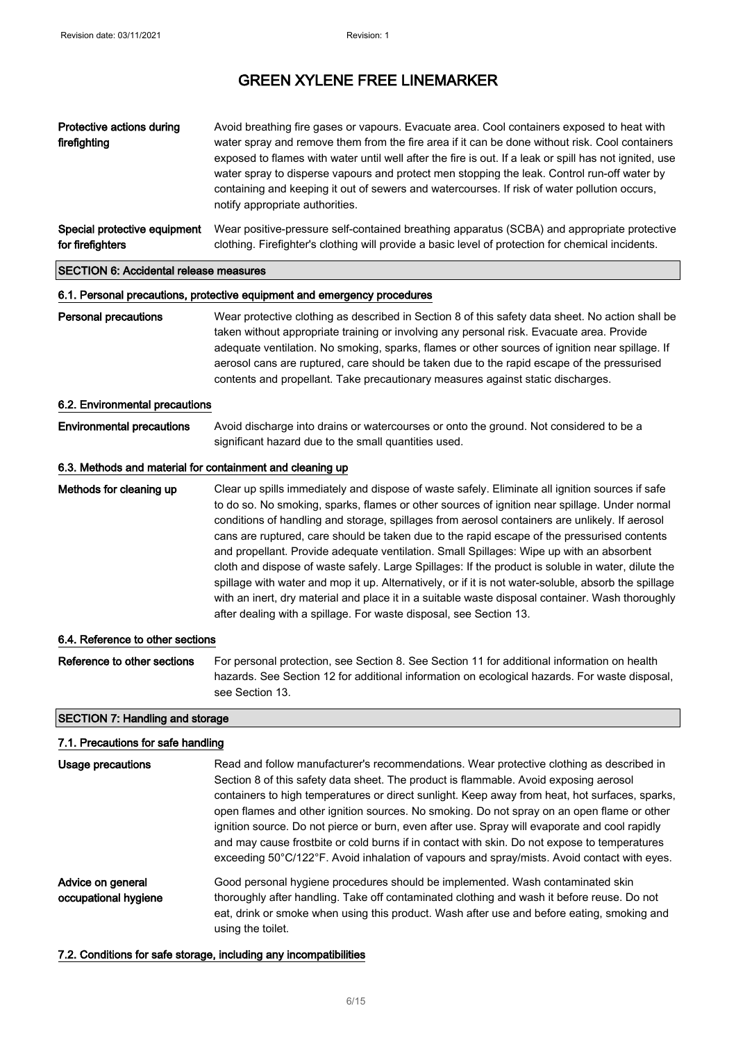| | |
|---|---|
| **Protective actions during firefighting** | Avoid breathing fire gases or vapours. Evacuate area. Cool containers exposed to heat with water spray and remove them from the fire area if it can be done without risk. Cool containers exposed to flames with water until well after the fire is out. If a leak or spill has not ignited, use water spray to disperse vapours and protect men stopping the leak. Control run-off water by containing and keeping it out of sewers and watercourses. If risk of water pollution occurs, notify appropriate authorities. |
| **Special protective equipment for firefighters** | Wear positive-pressure self-contained breathing apparatus (SCBA) and appropriate protective clothing. Firefighter's clothing will provide a basic level of protection for chemical incidents. |

## SECTION 6: Accidental release measures

### 6.1. Personal precautions, protective equipment and emergency procedures

| | |
|---|---|
| **Personal precautions** | Wear protective clothing as described in Section 8 of this safety data sheet. No action shall be taken without appropriate training or involving any personal risk. Evacuate area. Provide adequate ventilation. No smoking, sparks, flames or other sources of ignition near spillage. If aerosol cans are ruptured, care should be taken due to the rapid escape of the pressurised contents and propellant. Take precautionary measures against static discharges. |

### 6.2. Environmental precautions

| | |
|---|---|
| **Environmental precautions** | Avoid discharge into drains or watercourses or onto the ground. Not considered to be a significant hazard due to the small quantities used. |

### 6.3. Methods and material for containment and cleaning up

| | |
|---|---|
| **Methods for cleaning up** | Clear up spills immediately and dispose of waste safely. Eliminate all ignition sources if safe to do so. No smoking, sparks, flames or other sources of ignition near spillage. Under normal conditions of handling and storage, spillages from aerosol containers are unlikely. If aerosol cans are ruptured, care should be taken due to the rapid escape of the pressurised contents and propellant. Provide adequate ventilation. Small Spillages: Wipe up with an absorbent cloth and dispose of waste safely. Large Spillages: If the product is soluble in water, dilute the spillage with water and mop it up. Alternatively, or if it is not water-soluble, absorb the spillage with an inert, dry material and place it in a suitable waste disposal container. Wash thoroughly after dealing with a spillage. For waste disposal, see Section 13. |

### 6.4. Reference to other sections

| | |
|---|---|
| **Reference to other sections** | For personal protection, see Section 8. See Section 11 for additional information on health hazards. See Section 12 for additional information on ecological hazards. For waste disposal, see Section 13. |

## SECTION 7: Handling and storage

### 7.1. Precautions for safe handling

| | |
|---|---|
| **Usage precautions** | Read and follow manufacturer's recommendations. Wear protective clothing as described in Section 8 of this safety data sheet. The product is flammable. Avoid exposing aerosol containers to high temperatures or direct sunlight. Keep away from heat, hot surfaces, sparks, open flames and other ignition sources. No smoking. Do not spray on an open flame or other ignition source. Do not pierce or burn, even after use. Spray will evaporate and cool rapidly and may cause frostbite or cold burns if in contact with skin. Do not expose to temperatures exceeding 50°C/122°F. Avoid inhalation of vapours and spray/mists. Avoid contact with eyes. |
| **Advice on general occupational hygiene** | Good personal hygiene procedures should be implemented. Wash contaminated skin thoroughly after handling. Take off contaminated clothing and wash it before reuse. Do not eat, drink or smoke when using this product. Wash after use and before eating, smoking and using the toilet. |

### 7.2. Conditions for safe storage, including any incompatibilities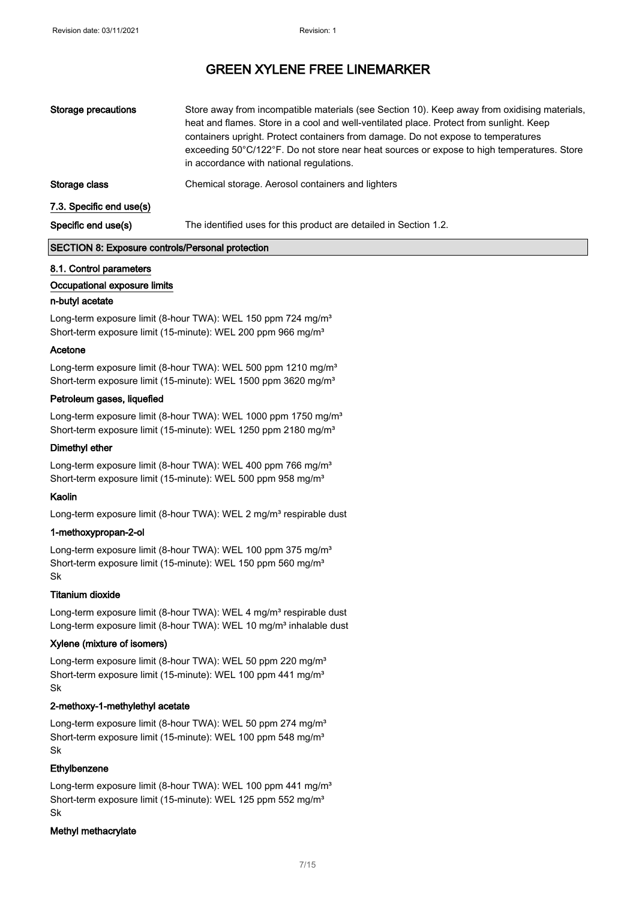| | |
|---|---|
| **Storage precautions** | Store away from incompatible materials (see Section 10). Keep away from oxidising materials, heat and flames. Store in a cool and well-ventilated place. Protect from sunlight. Keep containers upright. Protect containers from damage. Do not expose to temperatures exceeding 50°C/122°F. Do not store near heat sources or expose to high temperatures. Store in accordance with national regulations. |
| **Storage class** | Chemical storage. Aerosol containers and lighters |

### 7.3. Specific end use(s)

| | |
|---|---|
| **Specific end use(s)** | The identified uses for this product are detailed in Section 1.2. |

## SECTION 8: Exposure controls/Personal protection

### 8.1. Control parameters

#### Occupational exposure limits

**n-butyl acetate**

Long-term exposure limit (8-hour TWA): WEL 150 ppm 724 mg/m³
Short-term exposure limit (15-minute): WEL 200 ppm 966 mg/m³

**Acetone**

Long-term exposure limit (8-hour TWA): WEL 500 ppm 1210 mg/m³
Short-term exposure limit (15-minute): WEL 1500 ppm 3620 mg/m³

**Petroleum gases, liquefied**

Long-term exposure limit (8-hour TWA): WEL 1000 ppm 1750 mg/m³
Short-term exposure limit (15-minute): WEL 1250 ppm 2180 mg/m³

**Dimethyl ether**

Long-term exposure limit (8-hour TWA): WEL 400 ppm 766 mg/m³
Short-term exposure limit (15-minute): WEL 500 ppm 958 mg/m³

**Kaolin**

Long-term exposure limit (8-hour TWA): WEL 2 mg/m³ respirable dust

**1-methoxypropan-2-ol**

Long-term exposure limit (8-hour TWA): WEL 100 ppm 375 mg/m³
Short-term exposure limit (15-minute): WEL 150 ppm 560 mg/m³
Sk

**Titanium dioxide**

Long-term exposure limit (8-hour TWA): WEL 4 mg/m³ respirable dust
Long-term exposure limit (8-hour TWA): WEL 10 mg/m³ inhalable dust

**Xylene (mixture of isomers)**

Long-term exposure limit (8-hour TWA): WEL 50 ppm 220 mg/m³
Short-term exposure limit (15-minute): WEL 100 ppm 441 mg/m³
Sk

**2-methoxy-1-methylethyl acetate**

Long-term exposure limit (8-hour TWA): WEL 50 ppm 274 mg/m³
Short-term exposure limit (15-minute): WEL 100 ppm 548 mg/m³
Sk

**Ethylbenzene**

Long-term exposure limit (8-hour TWA): WEL 100 ppm 441 mg/m³
Short-term exposure limit (15-minute): WEL 125 ppm 552 mg/m³
Sk

**Methyl methacrylate**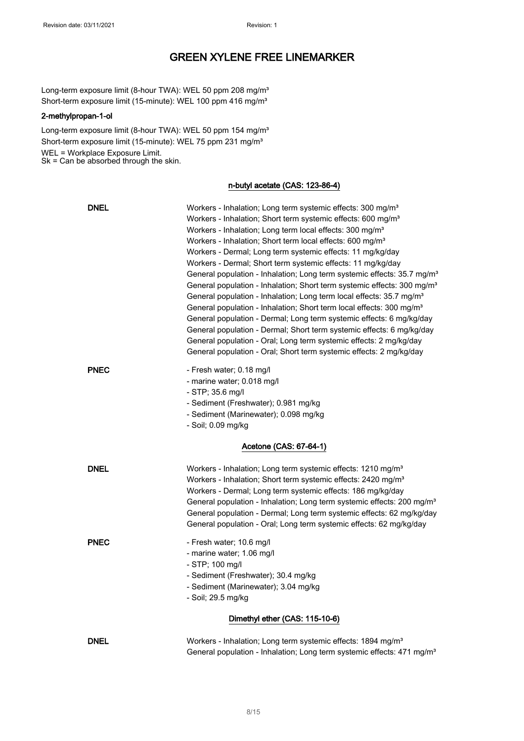Long-term exposure limit (8-hour TWA): WEL 50 ppm 208 mg/m³
Short-term exposure limit (15-minute): WEL 100 ppm 416 mg/m³

**2-methylpropan-1-ol**

Long-term exposure limit (8-hour TWA): WEL 50 ppm 154 mg/m³
Short-term exposure limit (15-minute): WEL 75 ppm 231 mg/m³
WEL = Workplace Exposure Limit.
Sk = Can be absorbed through the skin.

**n-butyl acetate (CAS: 123-86-4)**

**DNEL**

Workers - Inhalation; Long term systemic effects: 300 mg/m³
Workers - Inhalation; Short term systemic effects: 600 mg/m³
Workers - Inhalation; Long term local effects: 300 mg/m³
Workers - Inhalation; Short term local effects: 600 mg/m³
Workers - Dermal; Long term systemic effects: 11 mg/kg/day
Workers - Dermal; Short term systemic effects: 11 mg/kg/day
General population - Inhalation; Long term systemic effects: 35.7 mg/m³
General population - Inhalation; Short term systemic effects: 300 mg/m³
General population - Inhalation; Long term local effects: 35.7 mg/m³
General population - Inhalation; Short term local effects: 300 mg/m³
General population - Dermal; Long term systemic effects: 6 mg/kg/day
General population - Dermal; Short term systemic effects: 6 mg/kg/day
General population - Oral; Long term systemic effects: 2 mg/kg/day
General population - Oral; Short term systemic effects: 2 mg/kg/day

**PNEC**

- Fresh water; 0.18 mg/l
- marine water; 0.018 mg/l
- STP; 35.6 mg/l
- Sediment (Freshwater); 0.981 mg/kg
- Sediment (Marinewater); 0.098 mg/kg
- Soil; 0.09 mg/kg

**Acetone (CAS: 67-64-1)**

**DNEL**

Workers - Inhalation; Long term systemic effects: 1210 mg/m³
Workers - Inhalation; Short term systemic effects: 2420 mg/m³
Workers - Dermal; Long term systemic effects: 186 mg/kg/day
General population - Inhalation; Long term systemic effects: 200 mg/m³
General population - Dermal; Long term systemic effects: 62 mg/kg/day
General population - Oral; Long term systemic effects: 62 mg/kg/day

**PNEC**

- Fresh water; 10.6 mg/l
- marine water; 1.06 mg/l
- STP; 100 mg/l
- Sediment (Freshwater); 30.4 mg/kg
- Sediment (Marinewater); 3.04 mg/kg
- Soil; 29.5 mg/kg

**Dimethyl ether (CAS: 115-10-6)**

**DNEL**

Workers - Inhalation; Long term systemic effects: 1894 mg/m³
General population - Inhalation; Long term systemic effects: 471 mg/m³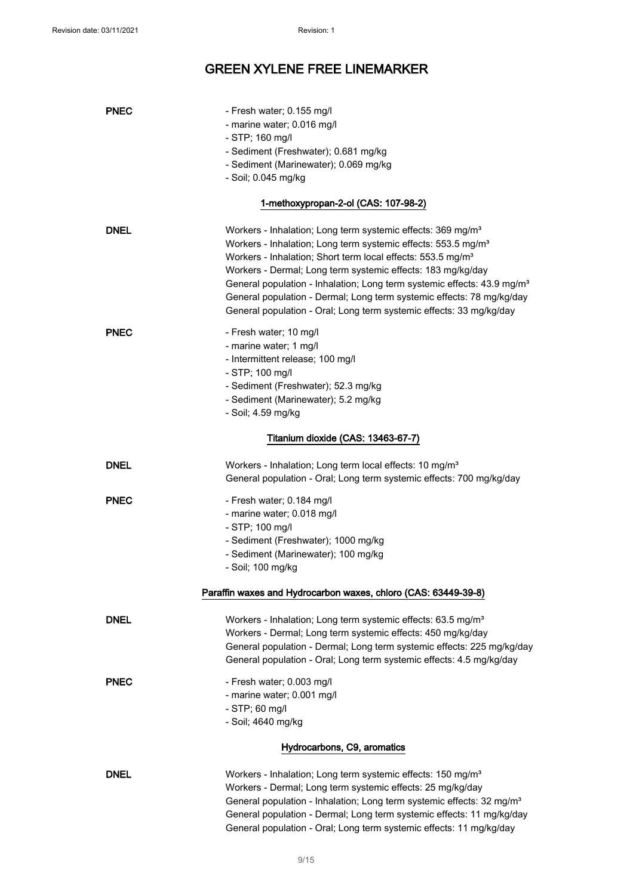# GREEN XYLENE FREE LINEMARKER

**PNEC**

- Fresh water; 0.155 mg/l
- marine water; 0.016 mg/l
- STP; 160 mg/l
- Sediment (Freshwater); 0.681 mg/kg
- Sediment (Marinewater); 0.069 mg/kg
- Soil; 0.045 mg/kg

### 1-methoxypropan-2-ol (CAS: 107-98-2)

**DNEL**

Workers - Inhalation; Long term systemic effects: 369 mg/m³
Workers - Inhalation; Long term systemic effects: 553.5 mg/m³
Workers - Inhalation; Short term local effects: 553.5 mg/m³
Workers - Dermal; Long term systemic effects: 183 mg/kg/day
General population - Inhalation; Long term systemic effects: 43.9 mg/m³
General population - Dermal; Long term systemic effects: 78 mg/kg/day
General population - Oral; Long term systemic effects: 33 mg/kg/day

**PNEC**

- Fresh water; 10 mg/l
- marine water; 1 mg/l
- Intermittent release; 100 mg/l
- STP; 100 mg/l
- Sediment (Freshwater); 52.3 mg/kg
- Sediment (Marinewater); 5.2 mg/kg
- Soil; 4.59 mg/kg

### Titanium dioxide (CAS: 13463-67-7)

**DNEL**

Workers - Inhalation; Long term local effects: 10 mg/m³
General population - Oral; Long term systemic effects: 700 mg/kg/day

**PNEC**

- Fresh water; 0.184 mg/l
- marine water; 0.018 mg/l
- STP; 100 mg/l
- Sediment (Freshwater); 1000 mg/kg
- Sediment (Marinewater); 100 mg/kg
- Soil; 100 mg/kg

### Paraffin waxes and Hydrocarbon waxes, chloro (CAS: 63449-39-8)

**DNEL**

Workers - Inhalation; Long term systemic effects: 63.5 mg/m³
Workers - Dermal; Long term systemic effects: 450 mg/kg/day
General population - Dermal; Long term systemic effects: 225 mg/kg/day
General population - Oral; Long term systemic effects: 4.5 mg/kg/day

**PNEC**

- Fresh water; 0.003 mg/l
- marine water; 0.001 mg/l
- STP; 60 mg/l
- Soil; 4640 mg/kg

### Hydrocarbons, C9, aromatics

**DNEL**

Workers - Inhalation; Long term systemic effects: 150 mg/m³
Workers - Dermal; Long term systemic effects: 25 mg/kg/day
General population - Inhalation; Long term systemic effects: 32 mg/m³
General population - Dermal; Long term systemic effects: 11 mg/kg/day
General population - Oral; Long term systemic effects: 11 mg/kg/day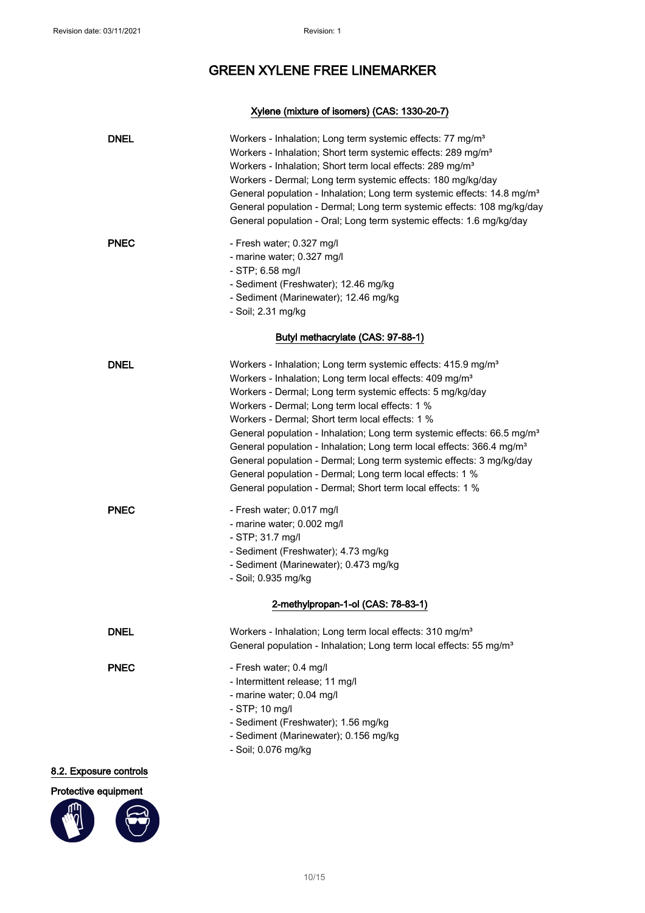# GREEN XYLENE FREE LINEMARKER

### Xylene (mixture of isomers) (CAS: 1330-20-7)

**DNEL**

Workers - Inhalation; Long term systemic effects: 77 mg/m³
Workers - Inhalation; Short term systemic effects: 289 mg/m³
Workers - Inhalation; Short term local effects: 289 mg/m³
Workers - Dermal; Long term systemic effects: 180 mg/kg/day
General population - Inhalation; Long term systemic effects: 14.8 mg/m³
General population - Dermal; Long term systemic effects: 108 mg/kg/day
General population - Oral; Long term systemic effects: 1.6 mg/kg/day

**PNEC**

- Fresh water; 0.327 mg/l
- marine water; 0.327 mg/l
- STP; 6.58 mg/l
- Sediment (Freshwater); 12.46 mg/kg
- Sediment (Marinewater); 12.46 mg/kg
- Soil; 2.31 mg/kg

### Butyl methacrylate (CAS: 97-88-1)

**DNEL**

Workers - Inhalation; Long term systemic effects: 415.9 mg/m³
Workers - Inhalation; Long term local effects: 409 mg/m³
Workers - Dermal; Long term systemic effects: 5 mg/kg/day
Workers - Dermal; Long term local effects: 1 %
Workers - Dermal; Short term local effects: 1 %
General population - Inhalation; Long term systemic effects: 66.5 mg/m³
General population - Inhalation; Long term local effects: 366.4 mg/m³
General population - Dermal; Long term systemic effects: 3 mg/kg/day
General population - Dermal; Long term local effects: 1 %
General population - Dermal; Short term local effects: 1 %

**PNEC**

- Fresh water; 0.017 mg/l
- marine water; 0.002 mg/l
- STP; 31.7 mg/l
- Sediment (Freshwater); 4.73 mg/kg
- Sediment (Marinewater); 0.473 mg/kg
- Soil; 0.935 mg/kg

### 2-methylpropan-1-ol (CAS: 78-83-1)

**DNEL**

Workers - Inhalation; Long term local effects: 310 mg/m³
General population - Inhalation; Long term local effects: 55 mg/m³

**PNEC**

- Fresh water; 0.4 mg/l
- Intermittent release; 11 mg/l
- marine water; 0.04 mg/l
- STP; 10 mg/l
- Sediment (Freshwater); 1.56 mg/kg
- Sediment (Marinewater); 0.156 mg/kg
- Soil; 0.076 mg/kg

## 8.2. Exposure controls

**Protective equipment**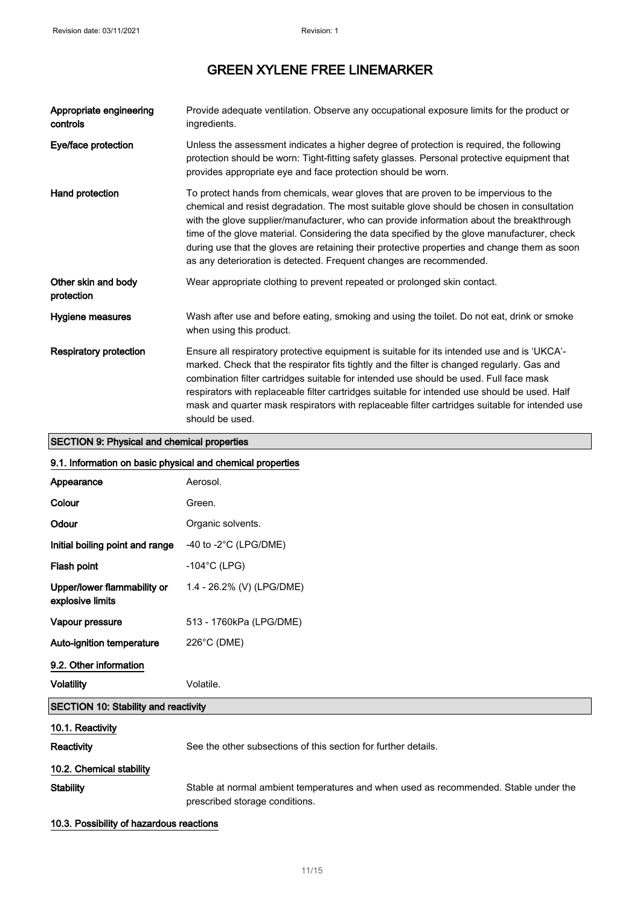| | |
|---|---|
| **Appropriate engineering controls** | Provide adequate ventilation. Observe any occupational exposure limits for the product or ingredients. |
| **Eye/face protection** | Unless the assessment indicates a higher degree of protection is required, the following protection should be worn: Tight-fitting safety glasses. Personal protective equipment that provides appropriate eye and face protection should be worn. |
| **Hand protection** | To protect hands from chemicals, wear gloves that are proven to be impervious to the chemical and resist degradation. The most suitable glove should be chosen in consultation with the glove supplier/manufacturer, who can provide information about the breakthrough time of the glove material. Considering the data specified by the glove manufacturer, check during use that the gloves are retaining their protective properties and change them as soon as any deterioration is detected. Frequent changes are recommended. |
| **Other skin and body protection** | Wear appropriate clothing to prevent repeated or prolonged skin contact. |
| **Hygiene measures** | Wash after use and before eating, smoking and using the toilet. Do not eat, drink or smoke when using this product. |
| **Respiratory protection** | Ensure all respiratory protective equipment is suitable for its intended use and is 'UKCA'-marked. Check that the respirator fits tightly and the filter is changed regularly. Gas and combination filter cartridges suitable for intended use should be used. Full face mask respirators with replaceable filter cartridges suitable for intended use should be used. Half mask and quarter mask respirators with replaceable filter cartridges suitable for intended use should be used. |

## SECTION 9: Physical and chemical properties

### 9.1. Information on basic physical and chemical properties

| | |
|---|---|
| **Appearance** | Aerosol. |
| **Colour** | Green. |
| **Odour** | Organic solvents. |
| **Initial boiling point and range** | -40 to -2°C (LPG/DME) |
| **Flash point** | -104°C (LPG) |
| **Upper/lower flammability or explosive limits** | 1.4 - 26.2% (V) (LPG/DME) |
| **Vapour pressure** | 513 - 1760kPa (LPG/DME) |
| **Auto-ignition temperature** | 226°C (DME) |

### 9.2. Other information

| | |
|---|---|
| **Volatility** | Volatile. |

## SECTION 10: Stability and reactivity

### 10.1. Reactivity

| | |
|---|---|
| **Reactivity** | See the other subsections of this section for further details. |

### 10.2. Chemical stability

| | |
|---|---|
| **Stability** | Stable at normal ambient temperatures and when used as recommended. Stable under the prescribed storage conditions. |

### 10.3. Possibility of hazardous reactions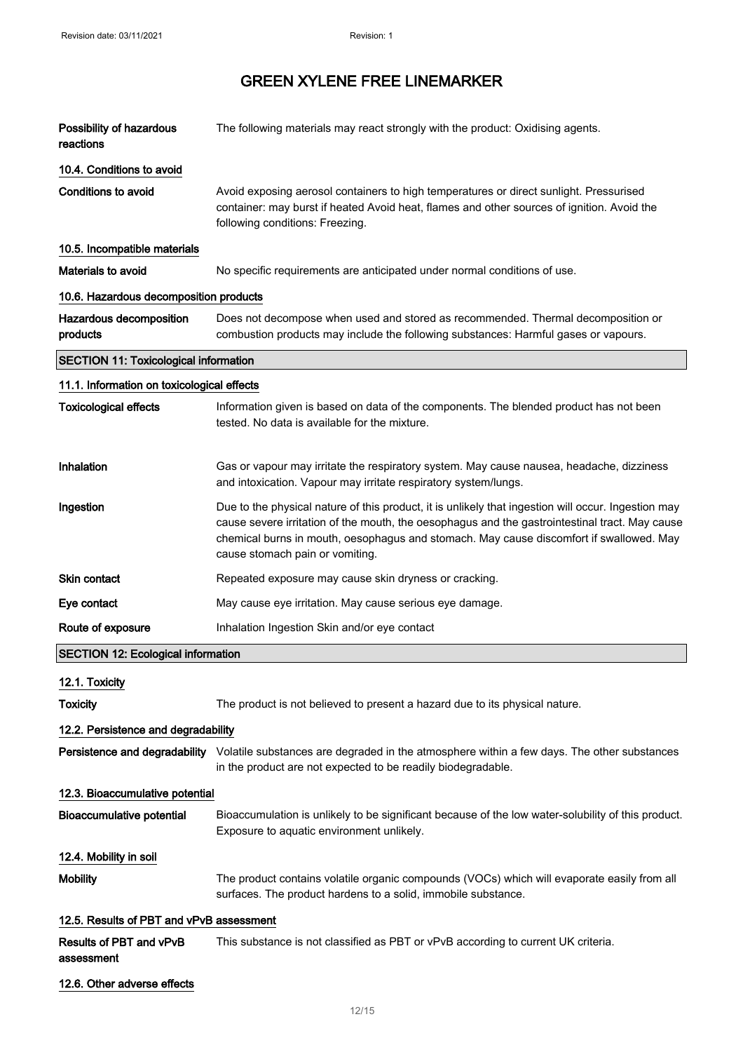| | |
|---|---|
| **Possibility of hazardous reactions** | The following materials may react strongly with the product: Oxidising agents. |

### 10.4. Conditions to avoid

| | |
|---|---|
| **Conditions to avoid** | Avoid exposing aerosol containers to high temperatures or direct sunlight. Pressurised container: may burst if heated Avoid heat, flames and other sources of ignition. Avoid the following conditions: Freezing. |

### 10.5. Incompatible materials

| | |
|---|---|
| **Materials to avoid** | No specific requirements are anticipated under normal conditions of use. |

### 10.6. Hazardous decomposition products

| | |
|---|---|
| **Hazardous decomposition products** | Does not decompose when used and stored as recommended. Thermal decomposition or combustion products may include the following substances: Harmful gases or vapours. |

## SECTION 11: Toxicological information

### 11.1. Information on toxicological effects

| | |
|---|---|
| **Toxicological effects** | Information given is based on data of the components. The blended product has not been tested. No data is available for the mixture. |
| **Inhalation** | Gas or vapour may irritate the respiratory system. May cause nausea, headache, dizziness and intoxication. Vapour may irritate respiratory system/lungs. |
| **Ingestion** | Due to the physical nature of this product, it is unlikely that ingestion will occur. Ingestion may cause severe irritation of the mouth, the oesophagus and the gastrointestinal tract. May cause chemical burns in mouth, oesophagus and stomach. May cause discomfort if swallowed. May cause stomach pain or vomiting. |
| **Skin contact** | Repeated exposure may cause skin dryness or cracking. |
| **Eye contact** | May cause eye irritation. May cause serious eye damage. |
| **Route of exposure** | Inhalation Ingestion Skin and/or eye contact |

## SECTION 12: Ecological information

### 12.1. Toxicity

| | |
|---|---|
| **Toxicity** | The product is not believed to present a hazard due to its physical nature. |

### 12.2. Persistence and degradability

| | |
|---|---|
| **Persistence and degradability** | Volatile substances are degraded in the atmosphere within a few days. The other substances in the product are not expected to be readily biodegradable. |

### 12.3. Bioaccumulative potential

| | |
|---|---|
| **Bioaccumulative potential** | Bioaccumulation is unlikely to be significant because of the low water-solubility of this product. Exposure to aquatic environment unlikely. |

### 12.4. Mobility in soil

| | |
|---|---|
| **Mobility** | The product contains volatile organic compounds (VOCs) which will evaporate easily from all surfaces. The product hardens to a solid, immobile substance. |

### 12.5. Results of PBT and vPvB assessment

| | |
|---|---|
| **Results of PBT and vPvB assessment** | This substance is not classified as PBT or vPvB according to current UK criteria. |

### 12.6. Other adverse effects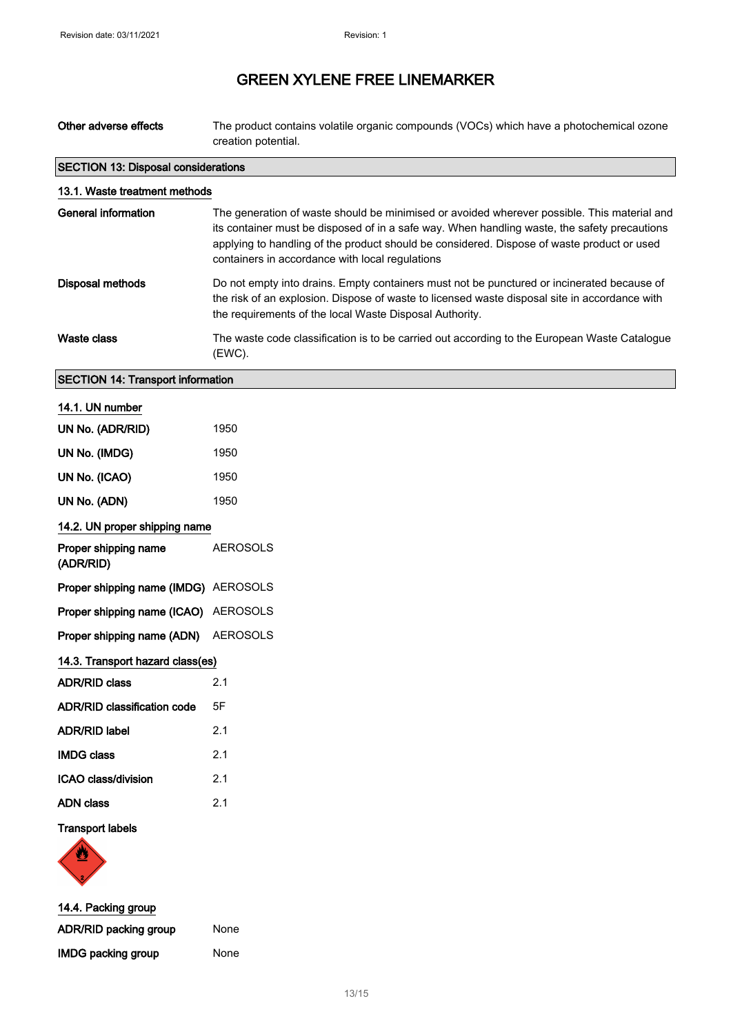# GREEN XYLENE FREE LINEMARKER

**Other adverse effects** The product contains volatile organic compounds (VOCs) which have a photochemical ozone creation potential.

## SECTION 13: Disposal considerations

### 13.1. Waste treatment methods

**General information** The generation of waste should be minimised or avoided wherever possible. This material and its container must be disposed of in a safe way. When handling waste, the safety precautions applying to handling of the product should be considered. Dispose of waste product or used containers in accordance with local regulations

**Disposal methods** Do not empty into drains. Empty containers must not be punctured or incinerated because of the risk of an explosion. Dispose of waste to licensed waste disposal site in accordance with the requirements of the local Waste Disposal Authority.

**Waste class** The waste code classification is to be carried out according to the European Waste Catalogue (EWC).

## SECTION 14: Transport information

### 14.1. UN number

**UN No. (ADR/RID)** 1950

**UN No. (IMDG)** 1950

**UN No. (ICAO)** 1950

**UN No. (ADN)** 1950

### 14.2. UN proper shipping name

**Proper shipping name (ADR/RID)** AEROSOLS

**Proper shipping name (IMDG)** AEROSOLS

**Proper shipping name (ICAO)** AEROSOLS

**Proper shipping name (ADN)** AEROSOLS

### 14.3. Transport hazard class(es)

**ADR/RID class** 2.1

**ADR/RID classification code** 5F

**ADR/RID label** 2.1

**IMDG class** 2.1

**ICAO class/division** 2.1

**ADN class** 2.1

**Transport labels**

### 14.4. Packing group

**ADR/RID packing group** None

**IMDG packing group** None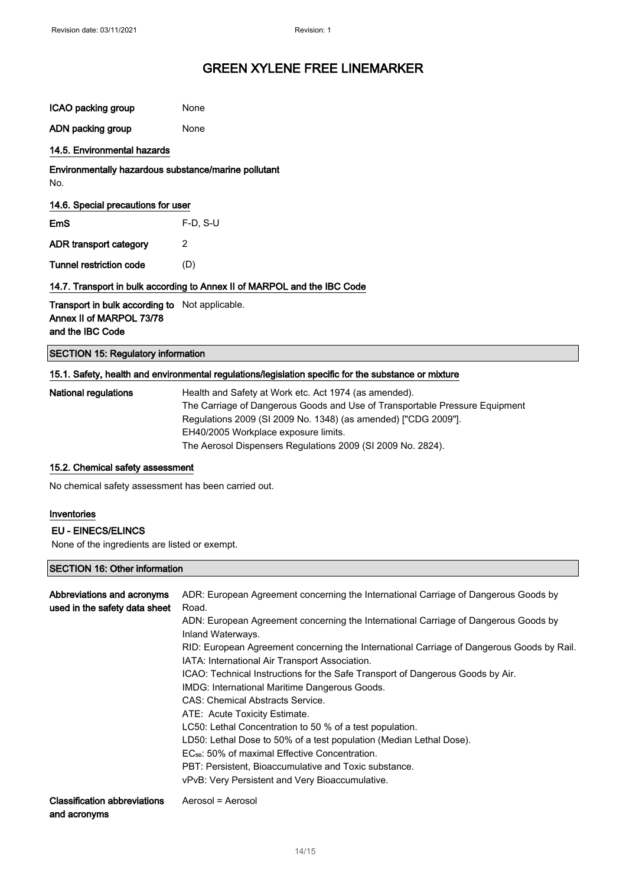| | |
|---|---|
| **ICAO packing group** | None |
| **ADN packing group** | None |

### 14.5. Environmental hazards

**Environmentally hazardous substance/marine pollutant**

No.

### 14.6. Special precautions for user

| | |
|---|---|
| **EmS** | F-D, S-U |
| **ADR transport category** | 2 |
| **Tunnel restriction code** | (D) |

### 14.7. Transport in bulk according to Annex II of MARPOL and the IBC Code

| | |
|---|---|
| **Transport in bulk according to Annex II of MARPOL 73/78 and the IBC Code** | Not applicable. |

## SECTION 15: Regulatory information

### 15.1. Safety, health and environmental regulations/legislation specific for the substance or mixture

**National regulations**

Health and Safety at Work etc. Act 1974 (as amended).
The Carriage of Dangerous Goods and Use of Transportable Pressure Equipment Regulations 2009 (SI 2009 No. 1348) (as amended) ["CDG 2009"].
EH40/2005 Workplace exposure limits.
The Aerosol Dispensers Regulations 2009 (SI 2009 No. 2824).

### 15.2. Chemical safety assessment

No chemical safety assessment has been carried out.

### Inventories

**EU - EINECS/ELINCS**

None of the ingredients are listed or exempt.

## SECTION 16: Other information

**Abbreviations and acronyms used in the safety data sheet**

ADR: European Agreement concerning the International Carriage of Dangerous Goods by Road.
ADN: European Agreement concerning the International Carriage of Dangerous Goods by Inland Waterways.
RID: European Agreement concerning the International Carriage of Dangerous Goods by Rail.
IATA: International Air Transport Association.
ICAO: Technical Instructions for the Safe Transport of Dangerous Goods by Air.
IMDG: International Maritime Dangerous Goods.
CAS: Chemical Abstracts Service.
ATE: Acute Toxicity Estimate.
LC50: Lethal Concentration to 50 % of a test population.
LD50: Lethal Dose to 50% of a test population (Median Lethal Dose).
$EC_{50}$: 50% of maximal Effective Concentration.
PBT: Persistent, Bioaccumulative and Toxic substance.
vPvB: Very Persistent and Very Bioaccumulative.

**Classification abbreviations and acronyms**

Aerosol = Aerosol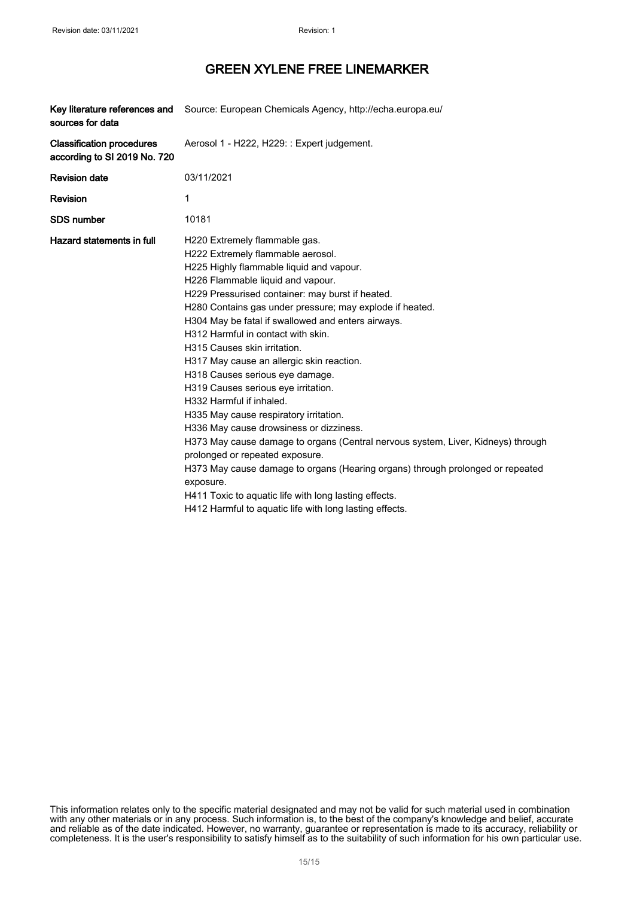# GREEN XYLENE FREE LINEMARKER

| | |
|---|---|
| **Key literature references and sources for data** | Source: European Chemicals Agency, http://echa.europa.eu/ |
| **Classification procedures according to SI 2019 No. 720** | Aerosol 1 - H222, H229: : Expert judgement. |
| **Revision date** | 03/11/2021 |
| **Revision** | 1 |
| **SDS number** | 10181 |
| **Hazard statements in full** | H220 Extremely flammable gas.<br>H222 Extremely flammable aerosol.<br>H225 Highly flammable liquid and vapour.<br>H226 Flammable liquid and vapour.<br>H229 Pressurised container: may burst if heated.<br>H280 Contains gas under pressure; may explode if heated.<br>H304 May be fatal if swallowed and enters airways.<br>H312 Harmful in contact with skin.<br>H315 Causes skin irritation.<br>H317 May cause an allergic skin reaction.<br>H318 Causes serious eye damage.<br>H319 Causes serious eye irritation.<br>H332 Harmful if inhaled.<br>H335 May cause respiratory irritation.<br>H336 May cause drowsiness or dizziness.<br>H373 May cause damage to organs (Central nervous system, Liver, Kidneys) through prolonged or repeated exposure.<br>H373 May cause damage to organs (Hearing organs) through prolonged or repeated exposure.<br>H411 Toxic to aquatic life with long lasting effects.<br>H412 Harmful to aquatic life with long lasting effects. |

This information relates only to the specific material designated and may not be valid for such material used in combination with any other materials or in any process. Such information is, to the best of the company's knowledge and belief, accurate and reliable as of the date indicated. However, no warranty, guarantee or representation is made to its accuracy, reliability or completeness. It is the user's responsibility to satisfy himself as to the suitability of such information for his own particular use.